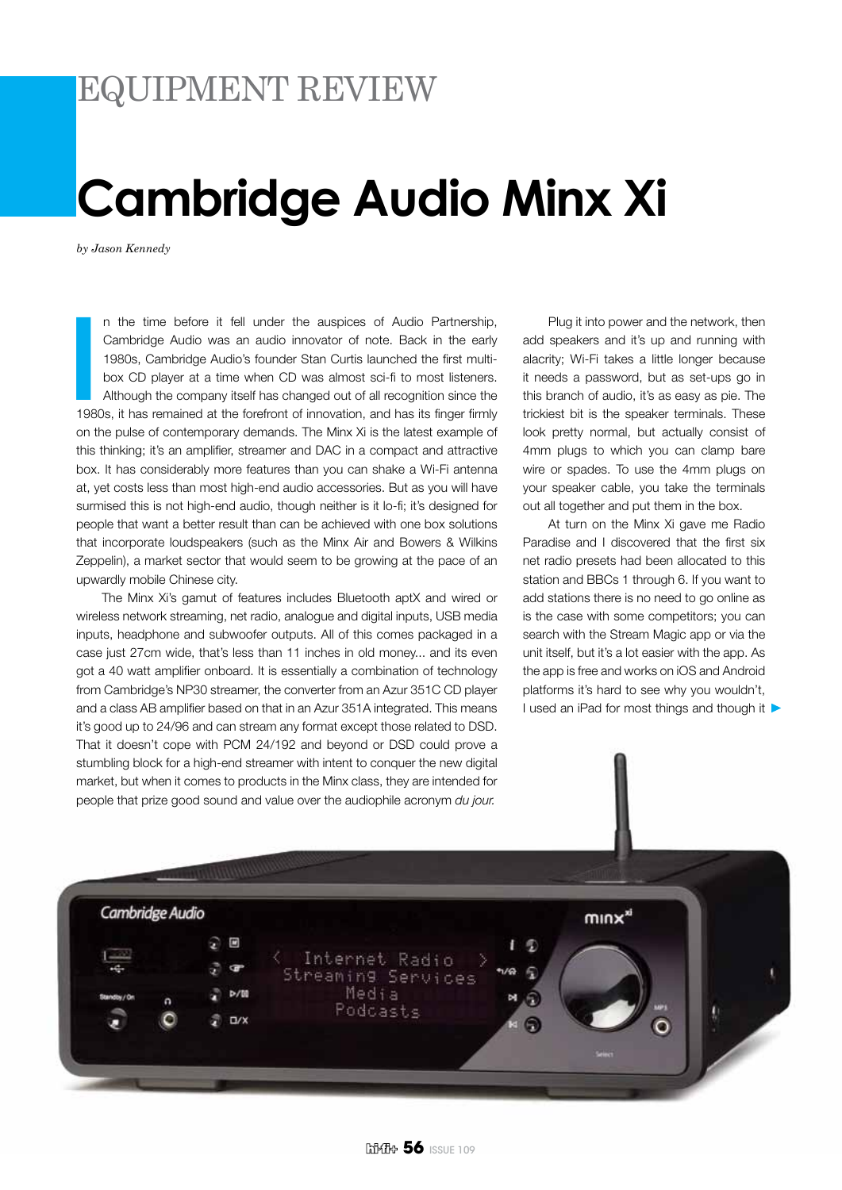# EQUIPMENT REVIEW

# Cambridge Audio Minx Xi

*by Jason Kennedy*

In the time before it fell under the auspices of Audio Partnership, Cambridge Audio was an audio innovator of note. Back in the early 1980s, Cambridge Audio's founder Stan Curtis launched the first multi-box CD player at a time when CD was almost sci-fi to most listeners. Although the company itself has changed out of all recognition since the 1980s, it has remained at the forefront of innovation, and has its finger firmly on the pulse of contemporary demands. The Minx Xi is the latest example of this thinking; it's an amplifier, streamer and DAC in a compact and attractive box. It has considerably more features than you can shake a Wi-Fi antenna at, yet costs less than most high-end audio accessories. But as you will have surmised this is not high-end audio, though neither is it lo-fi; it's designed for people that want a better result than can be achieved with one box solutions that incorporate loudspeakers (such as the Minx Air and Bowers & Wilkins Zeppelin), a market sector that would seem to be growing at the pace of an upwardly mobile Chinese city.

The Minx Xi's gamut of features includes Bluetooth aptX and wired or wireless network streaming, net radio, analogue and digital inputs, USB media inputs, headphone and subwoofer outputs. All of this comes packaged in a case just 27cm wide, that's less than 11 inches in old money... and its even got a 40 watt amplifier onboard. It is essentially a combination of technology from Cambridge's NP30 streamer, the converter from an Azur 351C CD player and a class AB amplifier based on that in an Azur 351A integrated. This means it's good up to 24/96 and can stream any format except those related to DSD. That it doesn't cope with PCM 24/192 and beyond or DSD could prove a stumbling block for a high-end streamer with intent to conquer the new digital market, but when it comes to products in the Minx class, they are intended for people that prize good sound and value over the audiophile acronym *du jour.*

Plug it into power and the network, then add speakers and it's up and running with alacrity; Wi-Fi takes a little longer because it needs a password, but as set-ups go in this branch of audio, it's as easy as pie. The trickiest bit is the speaker terminals. These look pretty normal, but actually consist of 4mm plugs to which you can clamp bare wire or spades. To use the 4mm plugs on your speaker cable, you take the terminals out all together and put them in the box.

At turn on the Minx Xi gave me Radio Paradise and I discovered that the first six net radio presets had been allocated to this station and BBCs 1 through 6. If you want to add stations there is no need to go online as is the case with some competitors; you can search with the Stream Magic app or via the unit itself, but it's a lot easier with the app. As the app is free and works on iOS and Android platforms it's hard to see why you wouldn't, I used an iPad for most things and though it ►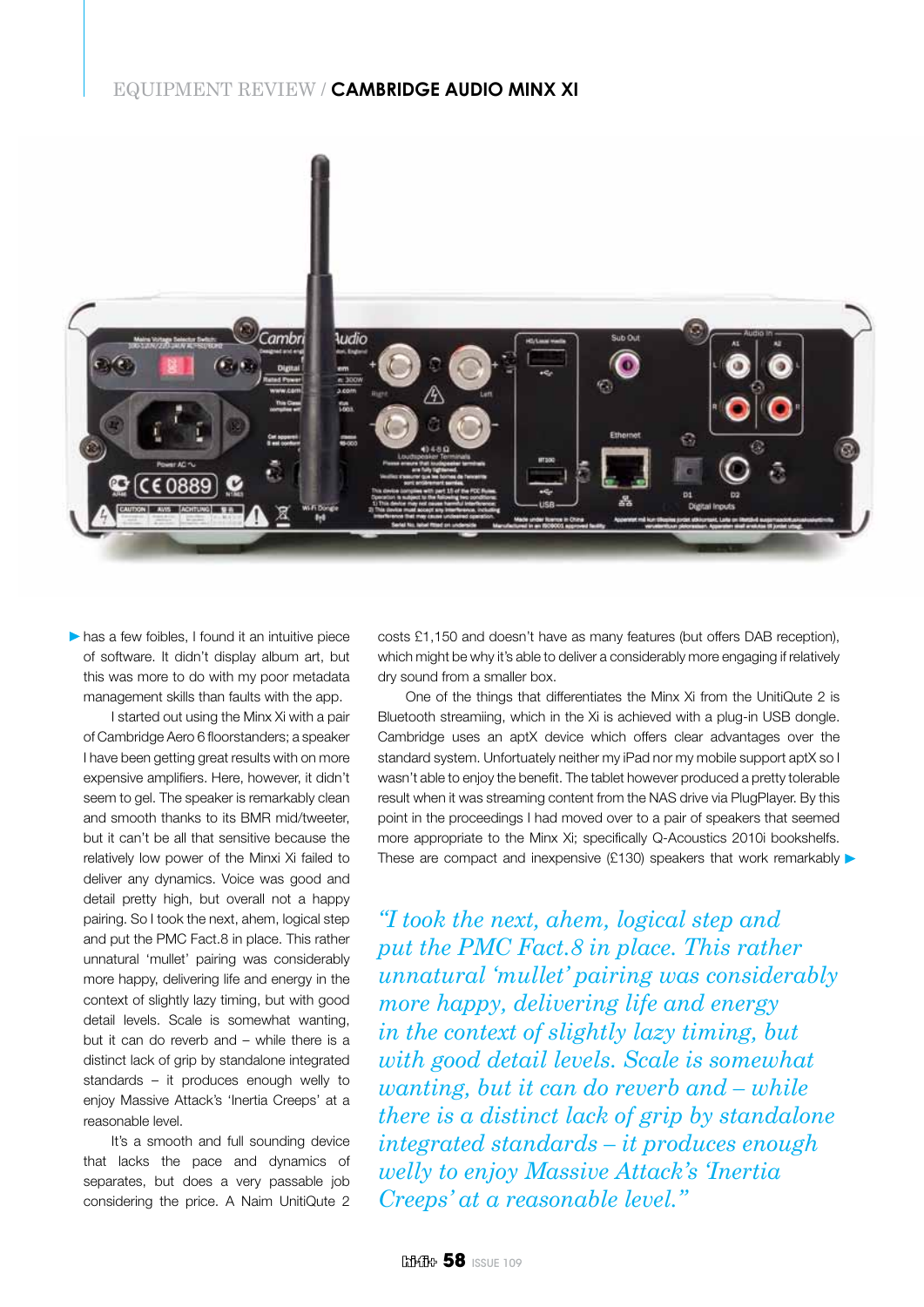has a few foibles, I found it an intuitive piece of software. It didn't display album art, but this was more to do with my poor metadata management skills than faults with the app.

I started out using the Minx Xi with a pair of Cambridge Aero 6 floorstanders; a speaker I have been getting great results with on more expensive amplifiers. Here, however, it didn't seem to gel. The speaker is remarkably clean and smooth thanks to its BMR mid/tweeter, but it can't be all that sensitive because the relatively low power of the Minxi Xi failed to deliver any dynamics. Voice was good and detail pretty high, but overall not a happy pairing. So I took the next, ahem, logical step and put the PMC Fact.8 in place. This rather unnatural 'mullet' pairing was considerably more happy, delivering life and energy in the context of slightly lazy timing, but with good detail levels. Scale is somewhat wanting, but it can do reverb and – while there is a distinct lack of grip by standalone integrated standards – it produces enough welly to enjoy Massive Attack's 'Inertia Creeps' at a reasonable level.

It's a smooth and full sounding device that lacks the pace and dynamics of separates, but does a very passable job considering the price. A Naim UnitiQute 2 costs £1,150 and doesn't have as many features (but offers DAB reception), which might be why it's able to deliver a considerably more engaging if relatively dry sound from a smaller box.

One of the things that differentiates the Minx Xi from the UnitiQute 2 is Bluetooth streamiing, which in the Xi is achieved with a plug-in USB dongle. Cambridge uses an aptX device which offers clear advantages over the standard system. Unfortunately neither my iPad nor my mobile support aptX so I wasn't able to enjoy the benefit. The tablet however produced a pretty tolerable result when it was streaming content from the NAS drive via PlugPlayer. By this point in the proceedings I had moved over to a pair of speakers that seemed more appropriate to the Minx Xi; specifically Q-Acoustics 2010i bookshelfs. These are compact and inexpensive (£130) speakers that work remarkably

> *"I took the next, ahem, logical step and put the PMC Fact.8 in place. This rather unnatural 'mullet' pairing was considerably more happy, delivering life and energy in the context of slightly lazy timing, but with good detail levels. Scale is somewhat wanting, but it can do reverb and – while there is a distinct lack of grip by standalone integrated standards – it produces enough welly to enjoy Massive Attack's 'Inertia Creeps' at a reasonable level."*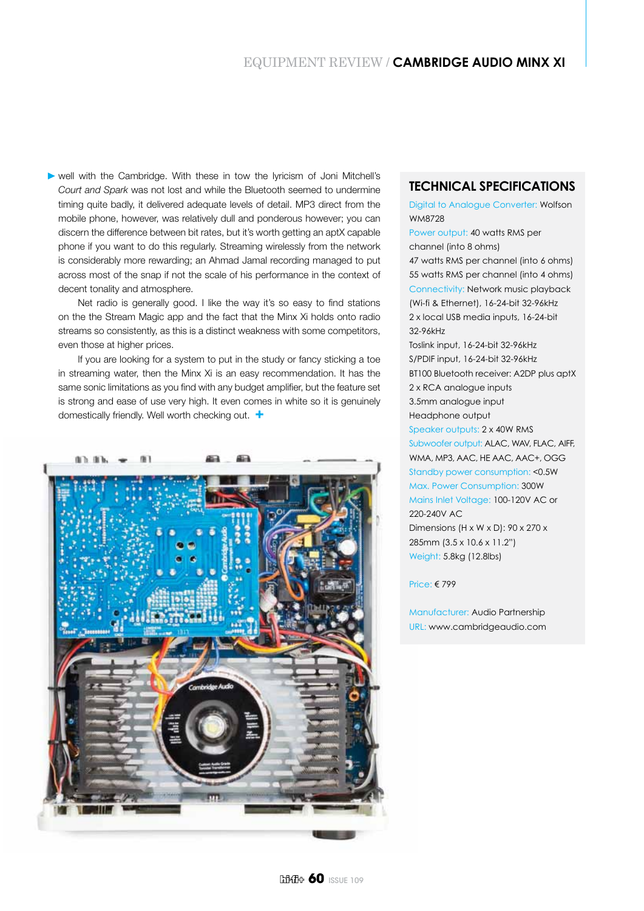well with the Cambridge. With these in tow the lyricism of Joni Mitchell's *Court and Spark* was not lost and while the Bluetooth seemed to undermine timing quite badly, it delivered adequate levels of detail. MP3 direct from the mobile phone, however, was relatively dull and ponderous however; you can discern the difference between bit rates, but it's worth getting an aptX capable phone if you want to do this regularly. Streaming wirelessly from the network is considerably more rewarding; an Ahmad Jamal recording managed to put across most of the snap if not the scale of his performance in the context of decent tonality and atmosphere.

Net radio is generally good. I like the way it's so easy to find stations on the the Stream Magic app and the fact that the Minx Xi holds onto radio streams so consistently, as this is a distinct weakness with some competitors, even those at higher prices.

If you are looking for a system to put in the study or fancy sticking a toe in streaming water, then the Minx Xi is an easy recommendation. It has the same sonic limitations as you find with any budget amplifier, but the feature set is strong and ease of use very high. It even comes in white so it is genuinely domestically friendly. Well worth checking out. +

## TECHNICAL SPECIFICATIONS

Digital to Analogue Converter: Wolfson WM8728

Power output: 40 watts RMS per channel (into 8 ohms)
47 watts RMS per channel (into 6 ohms)
55 watts RMS per channel (into 4 ohms)

Connectivity: Network music playback (Wi-fi & Ethernet), 16-24-bit 32-96kHz
2 x local USB media inputs, 16-24-bit 32-96kHz
Toslink input, 16-24-bit 32-96kHz
S/PDIF input, 16-24-bit 32-96kHz
BT100 Bluetooth receiver: A2DP plus aptX
2 x RCA analogue inputs
3.5mm analogue input
Headphone output

Speaker outputs: 2 x 40W RMS

Subwoofer output: ALAC, WAV, FLAC, AIFF, WMA, MP3, AAC, HE AAC, AAC+, OGG

Standby power consumption: <0.5W

Max. Power Consumption: 300W

Mains Inlet Voltage: 100-120V AC or 220-240V AC

Dimensions (H x W x D): 90 x 270 x 285mm (3.5 x 10.6 x 11.2")

Weight: 5.8kg (12.8lbs)

Price: € 799

Manufacturer: Audio Partnership

URL: www.cambridgeaudio.com